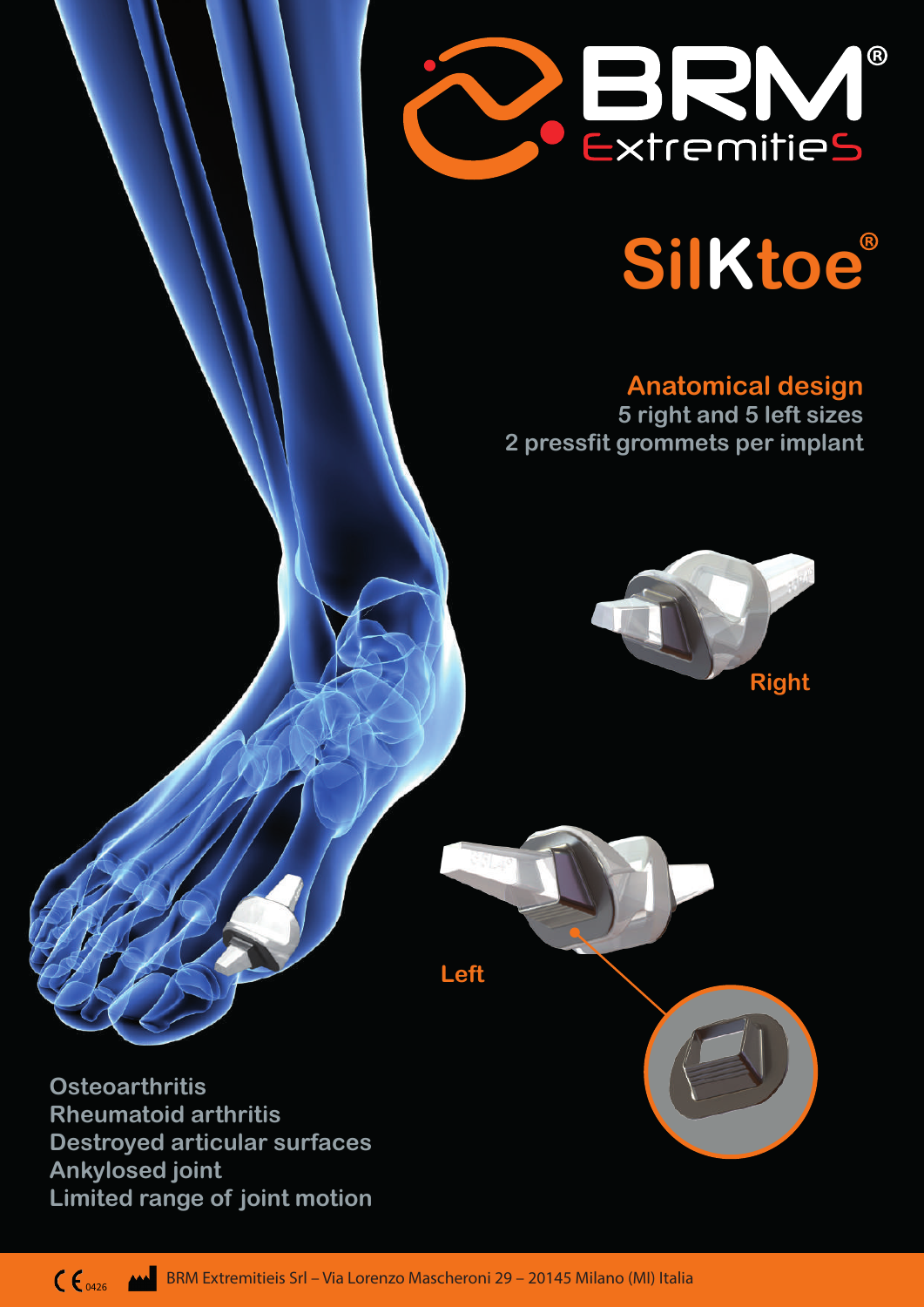# BRM® Extremities

# SilKtoe®

## Anatomical design

**5 right and 5 left sizes**

**2 pressfit grommets per implant**

Right

Left

**Osteoarthritis**
**Rheumatoid arthritis**
**Destroyed articular surfaces**
**Ankylosed joint**
**Limited range of joint motion**

CE 0426 BRM Extremitieis Srl – Via Lorenzo Mascheroni 29 – 20145 Milano (MI) Italia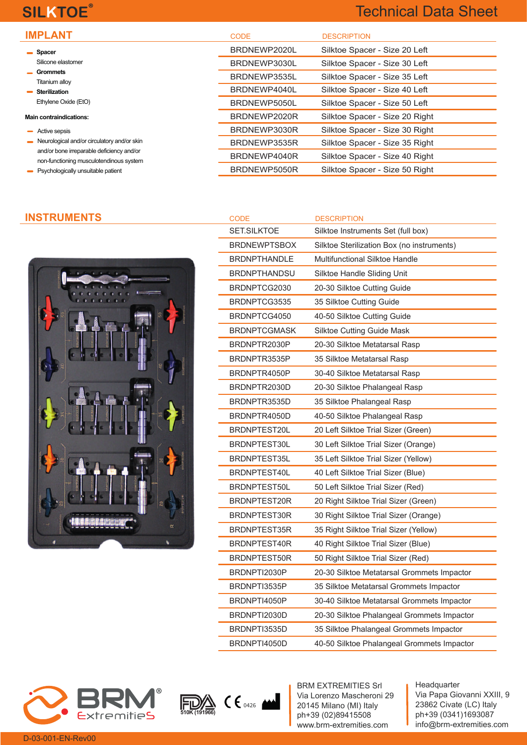# SILKTOE®

## Technical Data Sheet

## IMPLANT

- **Spacer**
  Silicone elastomer
- **Grommets**
  Titanium alloy
- **Sterilization**
  Ethylene Oxide (EtO)

**Main contraindications:**

- Active sepsis
- Neurological and/or circulatory and/or skin and/or bone irreparable deficiency and/or non-functioning musculotendinous system
- Psychologically unsuitable patient

| CODE | DESCRIPTION |
|---|---|
| BRDNEWP2020L | Silktoe Spacer - Size 20 Left |
| BRDNEWP3030L | Silktoe Spacer - Size 30 Left |
| BRDNEWP3535L | Silktoe Spacer - Size 35 Left |
| BRDNEWP4040L | Silktoe Spacer - Size 40 Left |
| BRDNEWP5050L | Silktoe Spacer - Size 50 Left |
| BRDNEWP2020R | Silktoe Spacer - Size 20 Right |
| BRDNEWP3030R | Silktoe Spacer - Size 30 Right |
| BRDNEWP3535R | Silktoe Spacer - Size 35 Right |
| BRDNEWP4040R | Silktoe Spacer - Size 40 Right |
| BRDNEWP5050R | Silktoe Spacer - Size 50 Right |

## INSTRUMENTS

| CODE | DESCRIPTION |
|---|---|
| SET.SILKTOE | Silktoe Instruments Set (full box) |
| BRDNEWPTSBOX | Silktoe Sterilization Box (no instruments) |
| BRDNPTHANDLE | Multifunctional Silktoe Handle |
| BRDNPTHANDSU | Silktoe Handle Sliding Unit |
| BRDNPTCG2030 | 20-30 Silktoe Cutting Guide |
| BRDNPTCG3535 | 35 Silktoe Cutting Guide |
| BRDNPTCG4050 | 40-50 Silktoe Cutting Guide |
| BRDNPTCGMASK | Silktoe Cutting Guide Mask |
| BRDNPTR2030P | 20-30 Silktoe Metatarsal Rasp |
| BRDNPTR3535P | 35 Silktoe Metatarsal Rasp |
| BRDNPTR4050P | 30-40 Silktoe Metatarsal Rasp |
| BRDNPTR2030D | 20-30 Silktoe Phalangeal Rasp |
| BRDNPTR3535D | 35 Silktoe Phalangeal Rasp |
| BRDNPTR4050D | 40-50 Silktoe Phalangeal Rasp |
| BRDNPTEST20L | 20 Left Silktoe Trial Sizer (Green) |
| BRDNPTEST30L | 30 Left Silktoe Trial Sizer (Orange) |
| BRDNPTEST35L | 35 Left Silktoe Trial Sizer (Yellow) |
| BRDNPTEST40L | 40 Left Silktoe Trial Sizer (Blue) |
| BRDNPTEST50L | 50 Left Silktoe Trial Sizer (Red) |
| BRDNPTEST20R | 20 Right Silktoe Trial Sizer (Green) |
| BRDNPTEST30R | 30 Right Silktoe Trial Sizer (Orange) |
| BRDNPTEST35R | 35 Right Silktoe Trial Sizer (Yellow) |
| BRDNPTEST40R | 40 Right Silktoe Trial Sizer (Blue) |
| BRDNPTEST50R | 50 Right Silktoe Trial Sizer (Red) |
| BRDNPTI2030P | 20-30 Silktoe Metatarsal Grommets Impactor |
| BRDNPTI3535P | 35 Silktoe Metatarsal Grommets Impactor |
| BRDNPTI4050P | 30-40 Silktoe Metatarsal Grommets Impactor |
| BRDNPTI2030D | 20-30 Silktoe Phalangeal Grommets Impactor |
| BRDNPTI3535D | 35 Silktoe Phalangeal Grommets Impactor |
| BRDNPTI4050D | 40-50 Silktoe Phalangeal Grommets Impactor |

BRM Extremities

FDA 510K (191966) CE 0426

BRM EXTREMITIES Srl
Via Lorenzo Mascheroni 29
20145 Milano (MI) Italy
ph+39 (02)89415508
www.brm-extremities.com

Headquarter
Via Papa Giovanni XXIII, 9
23862 Civate (LC) Italy
ph+39 (0341)1693087
info@brm-extremities.com

D-03-001-EN-Rev00